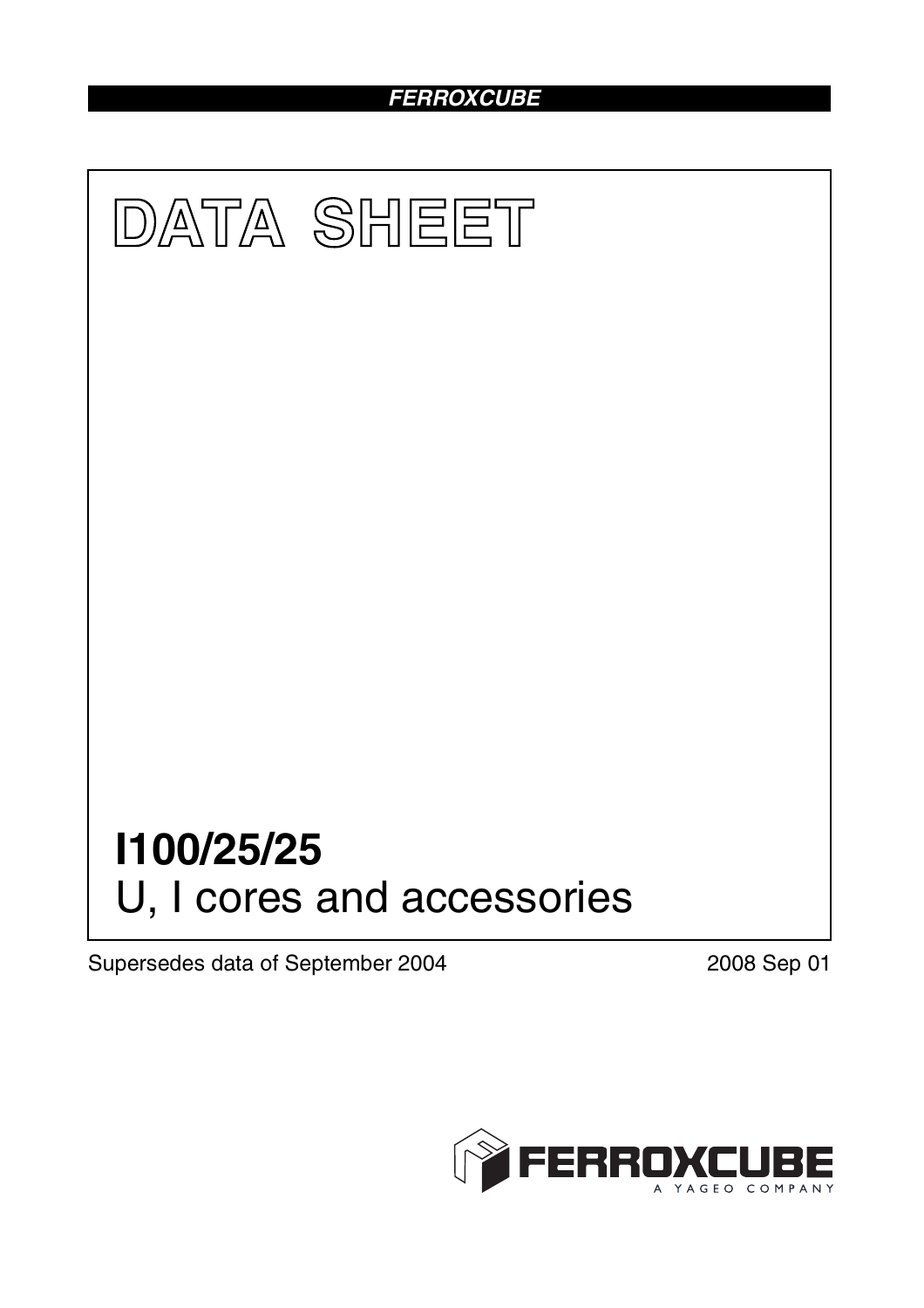FERROXCUBE

# DATA SHEET

# I100/25/25

## U, I cores and accessories

Supersedes data of September 2004

2008 Sep 01

FERROXCUBE
A YAGEO COMPANY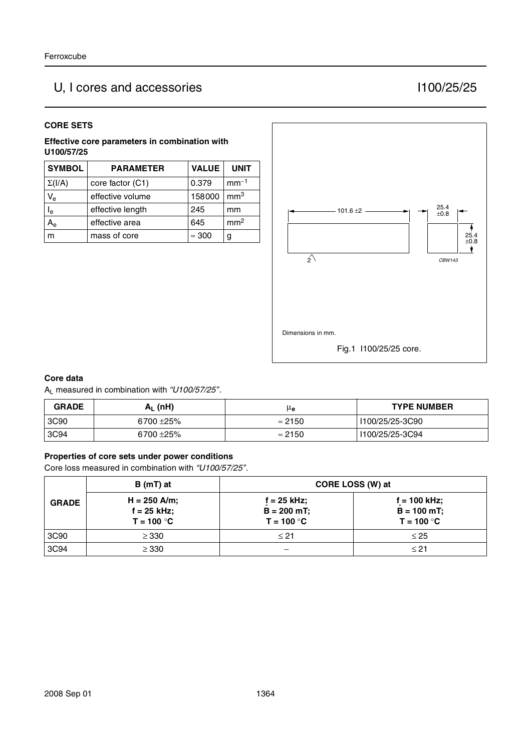## U, I cores and accessories — I100/25/25

### CORE SETS

**Effective core parameters in combination with U100/57/25**

| SYMBOL | PARAMETER | VALUE | UNIT |
|---|---|---|---|
| $\Sigma(I/A)$ | core factor (C1) | 0.379 | $mm^{-1}$ |
| $V_e$ | effective volume | 158000 | $mm^3$ |
| $l_e$ | effective length | 245 | mm |
| $A_e$ | effective area | 645 | $mm^2$ |
| m | mass of core | ≈ 300 | g |

101.6 ±2

25.4 ±0.8

25.4 ±0.8

2

CBW143

Dimensions in mm.

Fig.1 I100/25/25 core.

### Core data

$A_L$ measured in combination with *"U100/57/25"*.

| GRADE | $A_L$ (nH) | $\mu_e$ | TYPE NUMBER |
|---|---|---|---|
| 3C90 | 6700 ±25% | ≈ 2150 | I100/25/25-3C90 |
| 3C94 | 6700 ±25% | ≈ 2150 | I100/25/25-3C94 |

### Properties of core sets under power conditions

Core loss measured in combination with *"U100/57/25"*.

| GRADE | B (mT) at | CORE LOSS (W) at | |
|---|---|---|---|
| | H = 250 A/m; f = 25 kHz; T = 100 °C | f = 25 kHz; $\hat{B}$ = 200 mT; T = 100 °C | f = 100 kHz; $\hat{B}$ = 100 mT; T = 100 °C |
| 3C90 | ≥ 330 | ≤ 21 | ≤ 25 |
| 3C94 | ≥ 330 | − | ≤ 21 |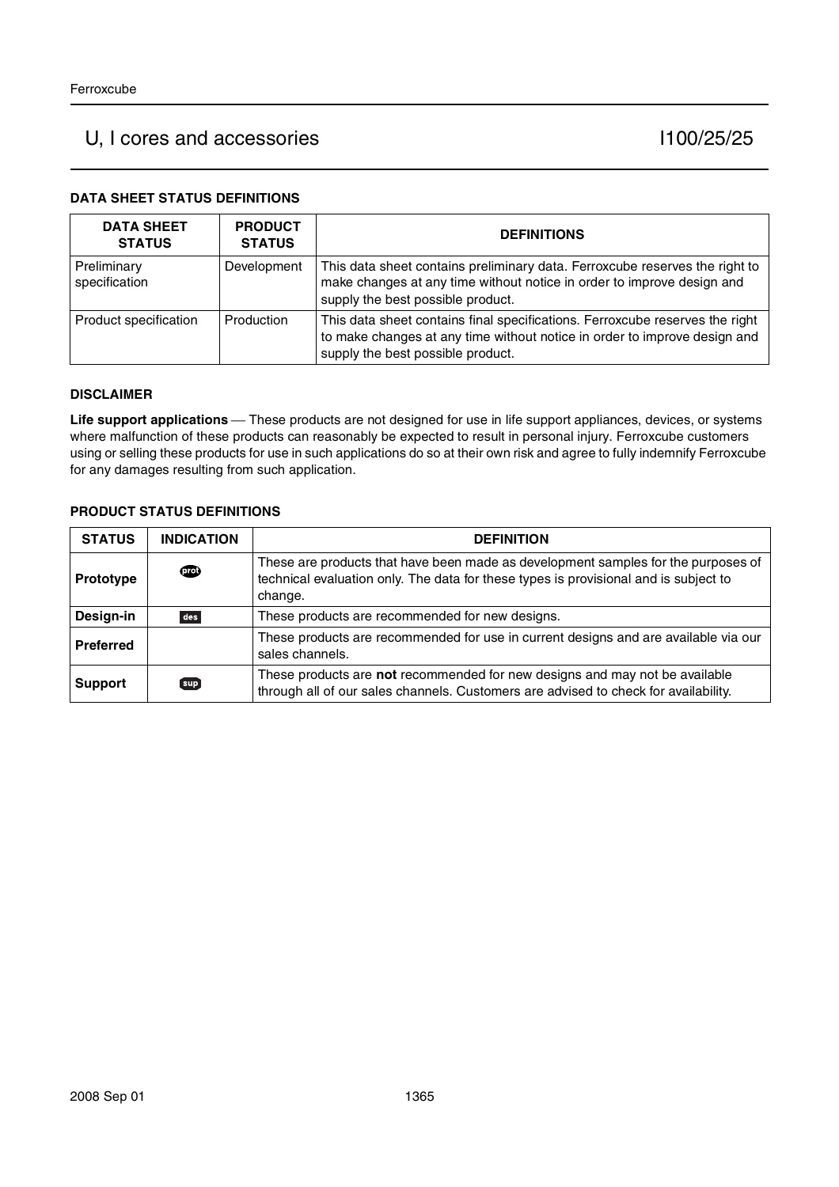## DATA SHEET STATUS DEFINITIONS

| DATA SHEET STATUS | PRODUCT STATUS | DEFINITIONS |
|---|---|---|
| Preliminary specification | Development | This data sheet contains preliminary data. Ferroxcube reserves the right to make changes at any time without notice in order to improve design and supply the best possible product. |
| Product specification | Production | This data sheet contains final specifications. Ferroxcube reserves the right to make changes at any time without notice in order to improve design and supply the best possible product. |

## DISCLAIMER

**Life support applications** — These products are not designed for use in life support appliances, devices, or systems where malfunction of these products can reasonably be expected to result in personal injury. Ferroxcube customers using or selling these products for use in such applications do so at their own risk and agree to fully indemnify Ferroxcube for any damages resulting from such application.

## PRODUCT STATUS DEFINITIONS

| STATUS | INDICATION | DEFINITION |
|---|---|---|
| **Prototype** | prot | These are products that have been made as development samples for the purposes of technical evaluation only. The data for these types is provisional and is subject to change. |
| **Design-in** | des | These products are recommended for new designs. |
| **Preferred** | | These products are recommended for use in current designs and are available via our sales channels. |
| **Support** | sup | These products are **not** recommended for new designs and may not be available through all of our sales channels. Customers are advised to check for availability. |